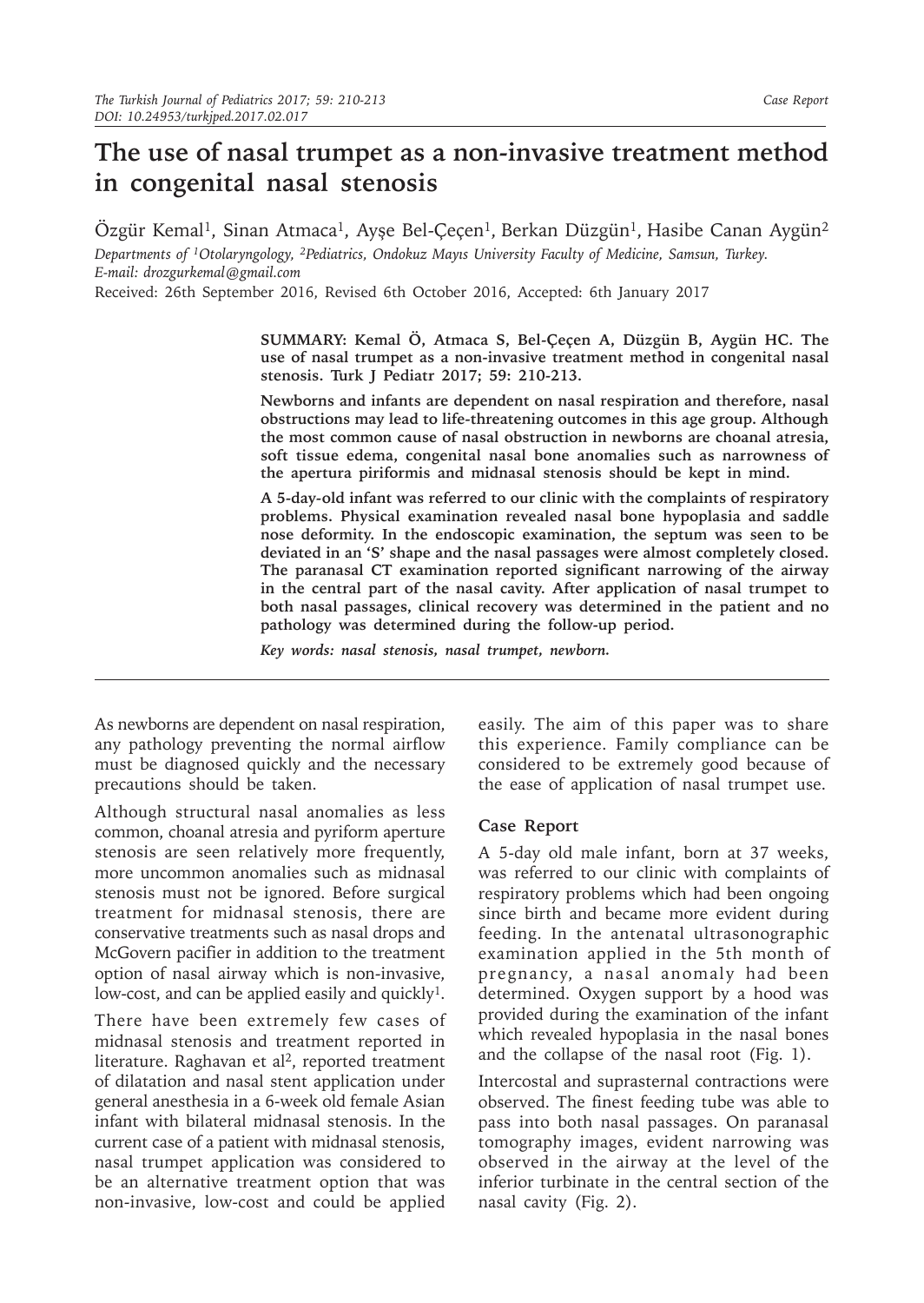Case Report

# The use of nasal trumpet as a non-invasive treatment method in congenital nasal stenosis

Özgür Kemal[1], Sinan Atmaca[1], Ayşe Bel-Çeçen[1], Berkan Düzgün[1], Hasibe Canan Aygün[2]

*Departments of [1]Otolaryngology, [2]Pediatrics, Ondokuz Mayıs University Faculty of Medicine, Samsun, Turkey.*
*E-mail: drozgurkemal@gmail.com*

Received: 26th September 2016, Revised 6th October 2016, Accepted: 6th January 2017

**SUMMARY: Kemal Ö, Atmaca S, Bel-Çeçen A, Düzgün B, Aygün HC. The use of nasal trumpet as a non-invasive treatment method in congenital nasal stenosis. Turk J Pediatr 2017; 59: 210-213.**

**Newborns and infants are dependent on nasal respiration and therefore, nasal obstructions may lead to life-threatening outcomes in this age group. Although the most common cause of nasal obstruction in newborns are choanal atresia, soft tissue edema, congenital nasal bone anomalies such as narrowness of the apertura piriformis and midnasal stenosis should be kept in mind.**

**A 5-day-old infant was referred to our clinic with the complaints of respiratory problems. Physical examination revealed nasal bone hypoplasia and saddle nose deformity. In the endoscopic examination, the septum was seen to be deviated in an 'S' shape and the nasal passages were almost completely closed. The paranasal CT examination reported significant narrowing of the airway in the central part of the nasal cavity. After application of nasal trumpet to both nasal passages, clinical recovery was determined in the patient and no pathology was determined during the follow-up period.**

***Key words: nasal stenosis, nasal trumpet, newborn.***

As newborns are dependent on nasal respiration, any pathology preventing the normal airflow must be diagnosed quickly and the necessary precautions should be taken.

Although structural nasal anomalies as less common, choanal atresia and pyriform aperture stenosis are seen relatively more frequently, more uncommon anomalies such as midnasal stenosis must not be ignored. Before surgical treatment for midnasal stenosis, there are conservative treatments such as nasal drops and McGovern pacifier in addition to the treatment option of nasal airway which is non-invasive, low-cost, and can be applied easily and quickly[1].

There have been extremely few cases of midnasal stenosis and treatment reported in literature. Raghavan et al[2], reported treatment of dilatation and nasal stent application under general anesthesia in a 6-week old female Asian infant with bilateral midnasal stenosis. In the current case of a patient with midnasal stenosis, nasal trumpet application was considered to be an alternative treatment option that was non-invasive, low-cost and could be applied easily. The aim of this paper was to share this experience. Family compliance can be considered to be extremely good because of the ease of application of nasal trumpet use.

## Case Report

A 5-day old male infant, born at 37 weeks, was referred to our clinic with complaints of respiratory problems which had been ongoing since birth and became more evident during feeding. In the antenatal ultrasonographic examination applied in the 5th month of pregnancy, a nasal anomaly had been determined. Oxygen support by a hood was provided during the examination of the infant which revealed hypoplasia in the nasal bones and the collapse of the nasal root (Fig. 1).

Intercostal and suprasternal contractions were observed. The finest feeding tube was able to pass into both nasal passages. On paranasal tomography images, evident narrowing was observed in the airway at the level of the inferior turbinate in the central section of the nasal cavity (Fig. 2).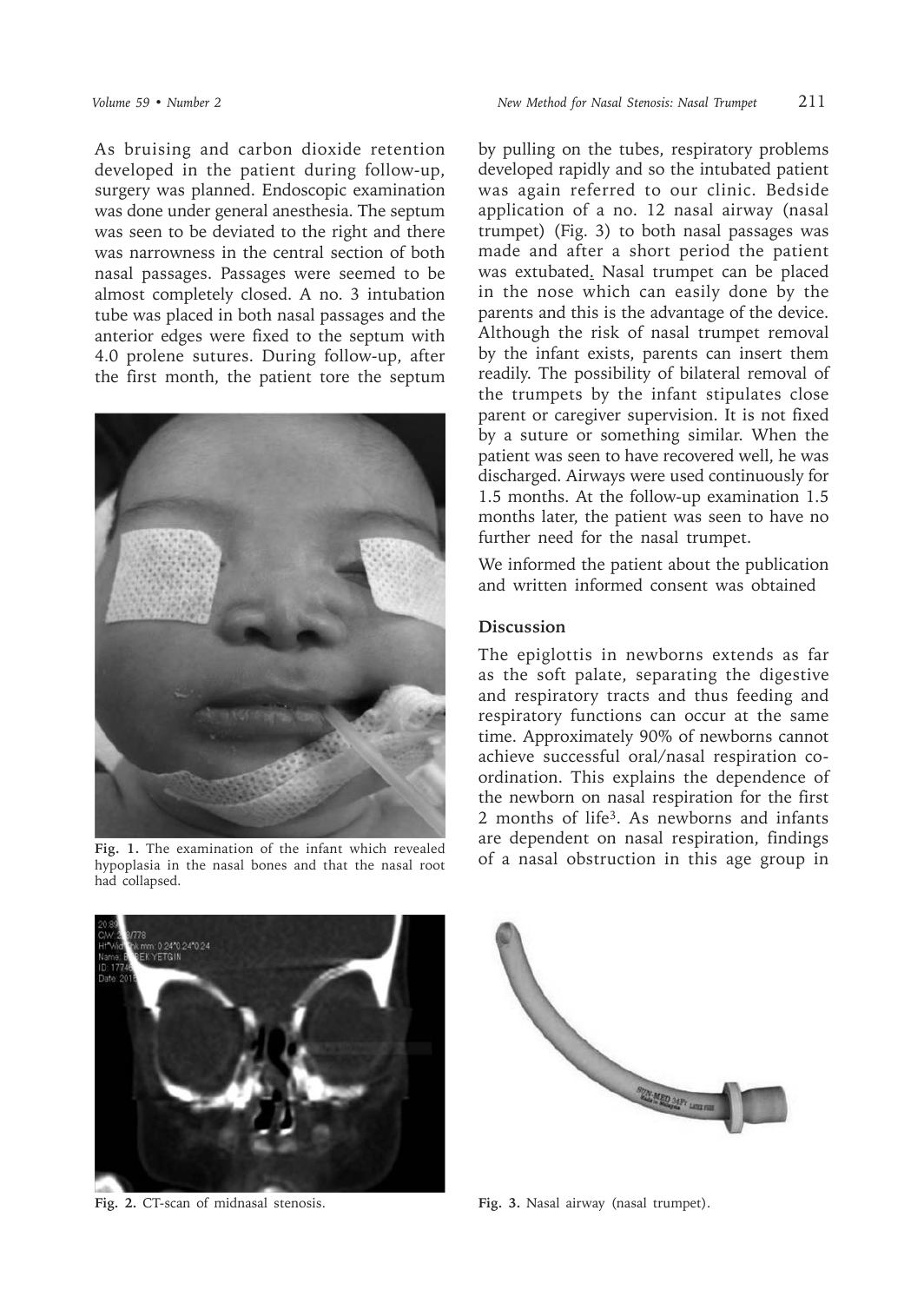As bruising and carbon dioxide retention developed in the patient during follow-up, surgery was planned. Endoscopic examination was done under general anesthesia. The septum was seen to be deviated to the right and there was narrowness in the central section of both nasal passages. Passages were seemed to be almost completely closed. A no. 3 intubation tube was placed in both nasal passages and the anterior edges were fixed to the septum with 4.0 prolene sutures. During follow-up, after the first month, the patient tore the septum by pulling on the tubes, respiratory problems developed rapidly and so the intubated patient was again referred to our clinic. Bedside application of a no. 12 nasal airway (nasal trumpet) (Fig. 3) to both nasal passages was made and after a short period the patient was extubated. Nasal trumpet can be placed in the nose which can easily done by the parents and this is the advantage of the device. Although the risk of nasal trumpet removal by the infant exists, parents can insert them readily. The possibility of bilateral removal of the trumpets by the infant stipulates close parent or caregiver supervision. It is not fixed by a suture or something similar. When the patient was seen to have recovered well, he was discharged. Airways were used continuously for 1.5 months. At the follow-up examination 1.5 months later, the patient was seen to have no further need for the nasal trumpet.

We informed the patient about the publication and written informed consent was obtained

**Fig. 1.** The examination of the infant which revealed hypoplasia in the nasal bones and that the nasal root had collapsed.

## Discussion

The epiglottis in newborns extends as far as the soft palate, separating the digestive and respiratory tracts and thus feeding and respiratory functions can occur at the same time. Approximately 90% of newborns cannot achieve successful oral/nasal respiration co-ordination. This explains the dependence of the newborn on nasal respiration for the first 2 months of life[3]. As newborns and infants are dependent on nasal respiration, findings of a nasal obstruction in this age group in

**Fig. 2.** CT-scan of midnasal stenosis.

**Fig. 3.** Nasal airway (nasal trumpet).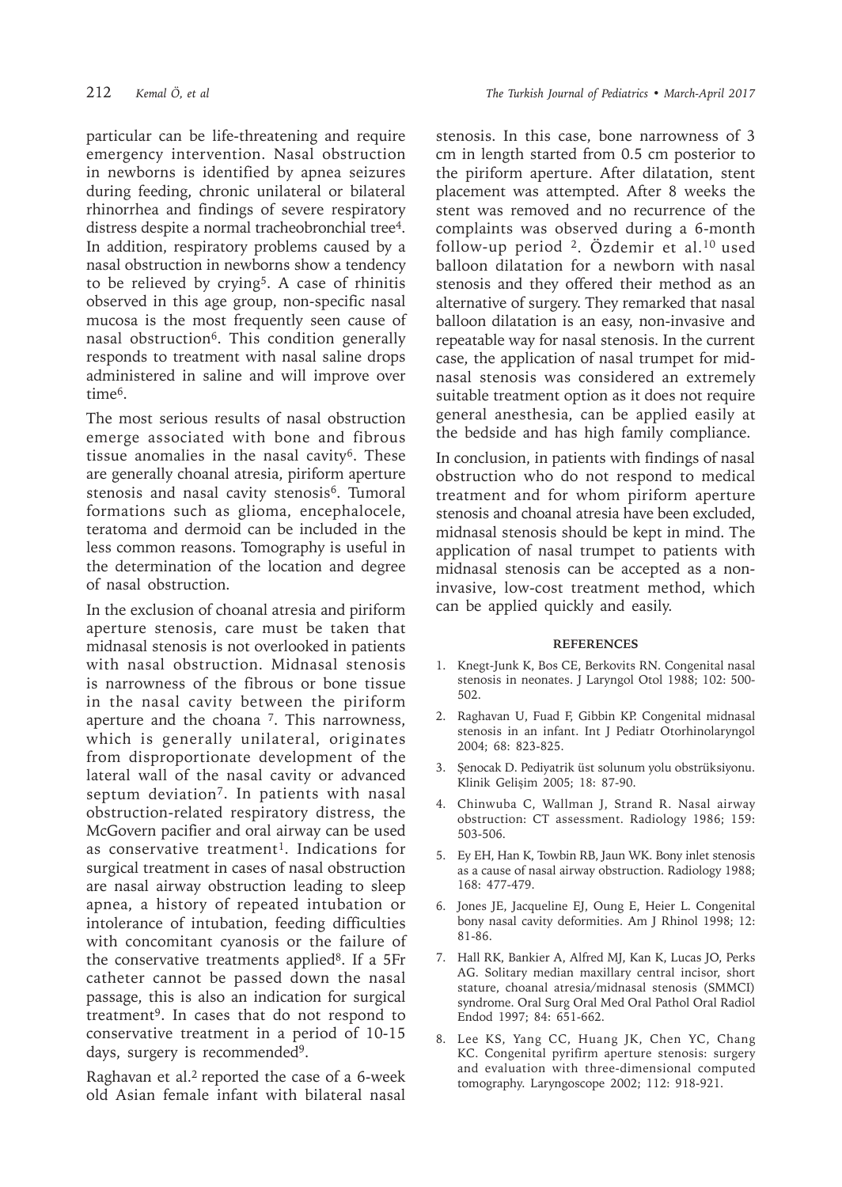particular can be life-threatening and require emergency intervention. Nasal obstruction in newborns is identified by apnea seizures during feeding, chronic unilateral or bilateral rhinorrhea and findings of severe respiratory distress despite a normal tracheobronchial tree[4]. In addition, respiratory problems caused by a nasal obstruction in newborns show a tendency to be relieved by crying[5]. A case of rhinitis observed in this age group, non-specific nasal mucosa is the most frequently seen cause of nasal obstruction[6]. This condition generally responds to treatment with nasal saline drops administered in saline and will improve over time[6].

The most serious results of nasal obstruction emerge associated with bone and fibrous tissue anomalies in the nasal cavity[6]. These are generally choanal atresia, piriform aperture stenosis and nasal cavity stenosis[6]. Tumoral formations such as glioma, encephalocele, teratoma and dermoid can be included in the less common reasons. Tomography is useful in the determination of the location and degree of nasal obstruction.

In the exclusion of choanal atresia and piriform aperture stenosis, care must be taken that midnasal stenosis is not overlooked in patients with nasal obstruction. Midnasal stenosis is narrowness of the fibrous or bone tissue in the nasal cavity between the piriform aperture and the choana [7]. This narrowness, which is generally unilateral, originates from disproportionate development of the lateral wall of the nasal cavity or advanced septum deviation[7]. In patients with nasal obstruction-related respiratory distress, the McGovern pacifier and oral airway can be used as conservative treatment[1]. Indications for surgical treatment in cases of nasal obstruction are nasal airway obstruction leading to sleep apnea, a history of repeated intubation or intolerance of intubation, feeding difficulties with concomitant cyanosis or the failure of the conservative treatments applied[8]. If a 5Fr catheter cannot be passed down the nasal passage, this is also an indication for surgical treatment[9]. In cases that do not respond to conservative treatment in a period of 10-15 days, surgery is recommended[9].

Raghavan et al.[2] reported the case of a 6-week old Asian female infant with bilateral nasal stenosis. In this case, bone narrowness of 3 cm in length started from 0.5 cm posterior to the piriform aperture. After dilatation, stent placement was attempted. After 8 weeks the stent was removed and no recurrence of the complaints was observed during a 6-month follow-up period [2]. Özdemir et al.[10] used balloon dilatation for a newborn with nasal stenosis and they offered their method as an alternative of surgery. They remarked that nasal balloon dilatation is an easy, non-invasive and repeatable way for nasal stenosis. In the current case, the application of nasal trumpet for mid-nasal stenosis was considered an extremely suitable treatment option as it does not require general anesthesia, can be applied easily at the bedside and has high family compliance.

In conclusion, in patients with findings of nasal obstruction who do not respond to medical treatment and for whom piriform aperture stenosis and choanal atresia have been excluded, midnasal stenosis should be kept in mind. The application of nasal trumpet to patients with midnasal stenosis can be accepted as a non-invasive, low-cost treatment method, which can be applied quickly and easily.

## REFERENCES

1. Knegt-Junk K, Bos CE, Berkovits RN. Congenital nasal stenosis in neonates. J Laryngol Otol 1988; 102: 500-502.
2. Raghavan U, Fuad F, Gibbin KP. Congenital midnasal stenosis in an infant. Int J Pediatr Otorhinolaryngol 2004; 68: 823-825.
3. Şenocak D. Pediyatrik üst solunum yolu obstrüksiyonu. Klinik Gelişim 2005; 18: 87-90.
4. Chinwuba C, Wallman J, Strand R. Nasal airway obstruction: CT assessment. Radiology 1986; 159: 503-506.
5. Ey EH, Han K, Towbin RB, Jaun WK. Bony inlet stenosis as a cause of nasal airway obstruction. Radiology 1988; 168: 477-479.
6. Jones JE, Jacqueline EJ, Oung E, Heier L. Congenital bony nasal cavity deformities. Am J Rhinol 1998; 12: 81-86.
7. Hall RK, Bankier A, Alfred MJ, Kan K, Lucas JO, Perks AG. Solitary median maxillary central incisor, short stature, choanal atresia/midnasal stenosis (SMMCI) syndrome. Oral Surg Oral Med Oral Pathol Oral Radiol Endod 1997; 84: 651-662.
8. Lee KS, Yang CC, Huang JK, Chen YC, Chang KC. Congenital pyrifirm aperture stenosis: surgery and evaluation with three-dimensional computed tomography. Laryngoscope 2002; 112: 918-921.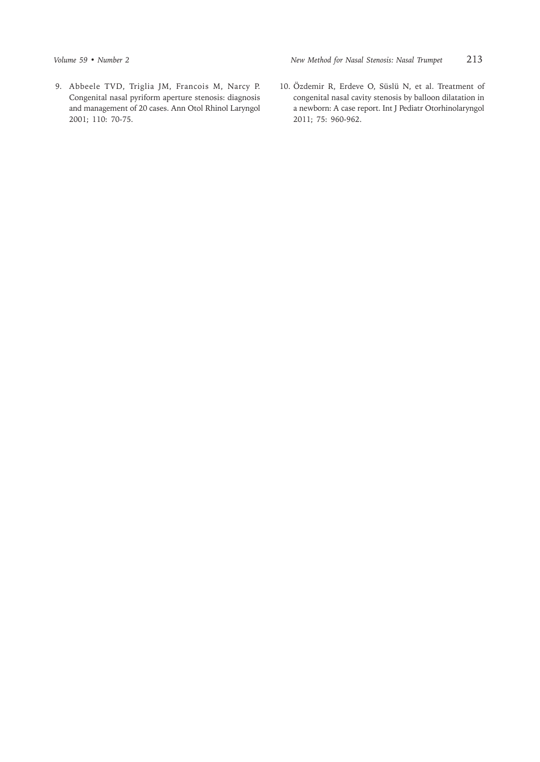9. Abbeele TVD, Triglia JM, Francois M, Narcy P. Congenital nasal pyriform aperture stenosis: diagnosis and management of 20 cases. Ann Otol Rhinol Laryngol 2001; 110: 70-75.

10. Özdemir R, Erdeve O, Süslü N, et al. Treatment of congenital nasal cavity stenosis by balloon dilatation in a newborn: A case report. Int J Pediatr Otorhinolaryngol 2011; 75: 960-962.